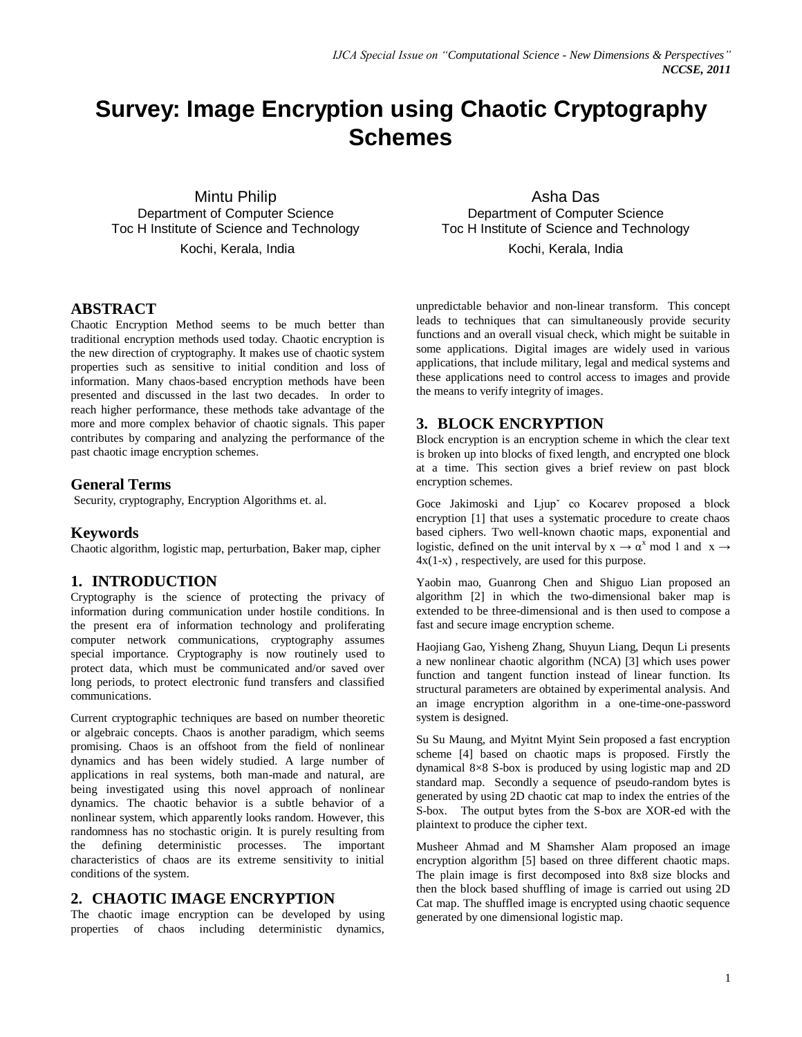# Survey: Image Encryption using Chaotic Cryptography Schemes

Mintu Philip
Department of Computer Science
Toc H Institute of Science and Technology
Kochi, Kerala, India

Asha Das
Department of Computer Science
Toc H Institute of Science and Technology
Kochi, Kerala, India

## ABSTRACT

Chaotic Encryption Method seems to be much better than traditional encryption methods used today. Chaotic encryption is the new direction of cryptography. It makes use of chaotic system properties such as sensitive to initial condition and loss of information. Many chaos-based encryption methods have been presented and discussed in the last two decades. In order to reach higher performance, these methods take advantage of the more and more complex behavior of chaotic signals. This paper contributes by comparing and analyzing the performance of the past chaotic image encryption schemes.

## General Terms

Security, cryptography, Encryption Algorithms et. al.

## Keywords

Chaotic algorithm, logistic map, perturbation, Baker map, cipher

## 1. INTRODUCTION

Cryptography is the science of protecting the privacy of information during communication under hostile conditions. In the present era of information technology and proliferating computer network communications, cryptography assumes special importance. Cryptography is now routinely used to protect data, which must be communicated and/or saved over long periods, to protect electronic fund transfers and classified communications.

Current cryptographic techniques are based on number theoretic or algebraic concepts. Chaos is another paradigm, which seems promising. Chaos is an offshoot from the field of nonlinear dynamics and has been widely studied. A large number of applications in real systems, both man-made and natural, are being investigated using this novel approach of nonlinear dynamics. The chaotic behavior is a subtle behavior of a nonlinear system, which apparently looks random. However, this randomness has no stochastic origin. It is purely resulting from the defining deterministic processes. The important characteristics of chaos are its extreme sensitivity to initial conditions of the system.

## 2. CHAOTIC IMAGE ENCRYPTION

The chaotic image encryption can be developed by using properties of chaos including deterministic dynamics, unpredictable behavior and non-linear transform. This concept leads to techniques that can simultaneously provide security functions and an overall visual check, which might be suitable in some applications. Digital images are widely used in various applications, that include military, legal and medical systems and these applications need to control access to images and provide the means to verify integrity of images.

## 3. BLOCK ENCRYPTION

Block encryption is an encryption scheme in which the clear text is broken up into blocks of fixed length, and encrypted one block at a time. This section gives a brief review on past block encryption schemes.

Goce Jakimoski and Ljupˇ co Kocarev proposed a block encryption [1] that uses a systematic procedure to create chaos based ciphers. Two well-known chaotic maps, exponential and logistic, defined on the unit interval by $x \rightarrow \alpha^x \bmod 1$ and $x \rightarrow 4x(1-x)$ , respectively, are used for this purpose.

Yaobin mao, Guanrong Chen and Shiguo Lian proposed an algorithm [2] in which the two-dimensional baker map is extended to be three-dimensional and is then used to compose a fast and secure image encryption scheme.

Haojiang Gao, Yisheng Zhang, Shuyun Liang, Dequn Li presents a new nonlinear chaotic algorithm (NCA) [3] which uses power function and tangent function instead of linear function. Its structural parameters are obtained by experimental analysis. And an image encryption algorithm in a one-time-one-password system is designed.

Su Su Maung, and Myitnt Myint Sein proposed a fast encryption scheme [4] based on chaotic maps is proposed. Firstly the dynamical 8×8 S-box is produced by using logistic map and 2D standard map. Secondly a sequence of pseudo-random bytes is generated by using 2D chaotic cat map to index the entries of the S-box. The output bytes from the S-box are XOR-ed with the plaintext to produce the cipher text.

Musheer Ahmad and M Shamsher Alam proposed an image encryption algorithm [5] based on three different chaotic maps. The plain image is first decomposed into 8x8 size blocks and then the block based shuffling of image is carried out using 2D Cat map. The shuffled image is encrypted using chaotic sequence generated by one dimensional logistic map.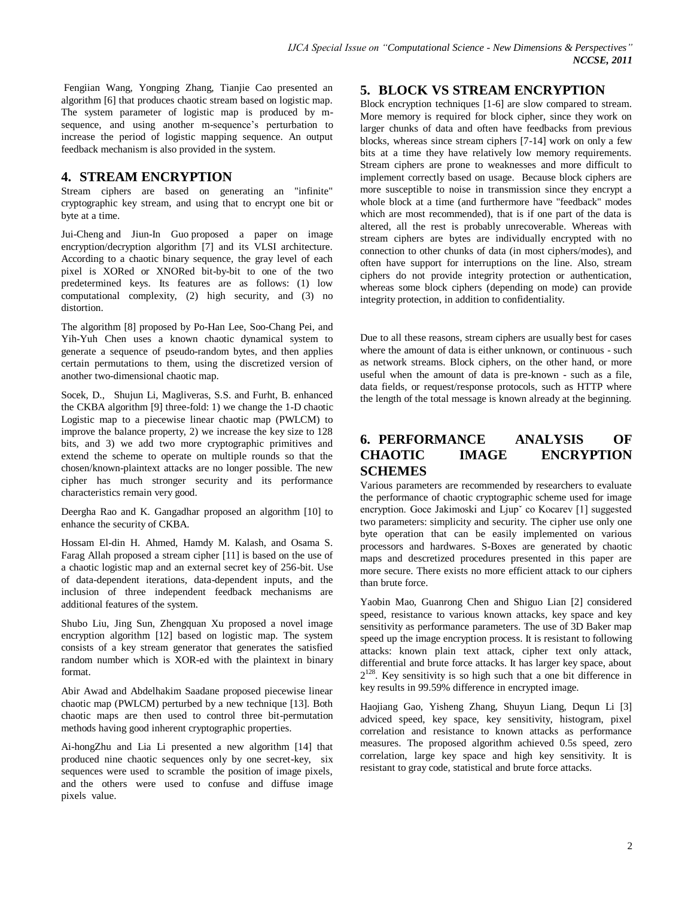Fengiian Wang, Yongping Zhang, Tianjie Cao presented an algorithm [6] that produces chaotic stream based on logistic map. The system parameter of logistic map is produced by m-sequence, and using another m-sequence's perturbation to increase the period of logistic mapping sequence. An output feedback mechanism is also provided in the system.

## 4. STREAM ENCRYPTION

Stream ciphers are based on generating an "infinite" cryptographic key stream, and using that to encrypt one bit or byte at a time.

Jui-Cheng and Jiun-In Guo proposed a paper on image encryption/decryption algorithm [7] and its VLSI architecture. According to a chaotic binary sequence, the gray level of each pixel is XORed or XNORed bit-by-bit to one of the two predetermined keys. Its features are as follows: (1) low computational complexity, (2) high security, and (3) no distortion.

The algorithm [8] proposed by Po-Han Lee, Soo-Chang Pei, and Yih-Yuh Chen uses a known chaotic dynamical system to generate a sequence of pseudo-random bytes, and then applies certain permutations to them, using the discretized version of another two-dimensional chaotic map.

Socek, D., Shujun Li, Magliveras, S.S. and Furht, B. enhanced the CKBA algorithm [9] three-fold: 1) we change the 1-D chaotic Logistic map to a piecewise linear chaotic map (PWLCM) to improve the balance property, 2) we increase the key size to 128 bits, and 3) we add two more cryptographic primitives and extend the scheme to operate on multiple rounds so that the chosen/known-plaintext attacks are no longer possible. The new cipher has much stronger security and its performance characteristics remain very good.

Deergha Rao and K. Gangadhar proposed an algorithm [10] to enhance the security of CKBA.

Hossam El-din H. Ahmed, Hamdy M. Kalash, and Osama S. Farag Allah proposed a stream cipher [11] is based on the use of a chaotic logistic map and an external secret key of 256-bit. Use of data-dependent iterations, data-dependent inputs, and the inclusion of three independent feedback mechanisms are additional features of the system.

Shubo Liu, Jing Sun, Zhengquan Xu proposed a novel image encryption algorithm [12] based on logistic map. The system consists of a key stream generator that generates the satisfied random number which is XOR-ed with the plaintext in binary format.

Abir Awad and Abdelhakim Saadane proposed piecewise linear chaotic map (PWLCM) perturbed by a new technique [13]. Both chaotic maps are then used to control three bit-permutation methods having good inherent cryptographic properties.

Ai-hongZhu and Lia Li presented a new algorithm [14] that produced nine chaotic sequences only by one secret-key, six sequences were used to scramble the position of image pixels, and the others were used to confuse and diffuse image pixels value.

## 5. BLOCK VS STREAM ENCRYPTION

Block encryption techniques [1-6] are slow compared to stream. More memory is required for block cipher, since they work on larger chunks of data and often have feedbacks from previous blocks, whereas since stream ciphers [7-14] work on only a few bits at a time they have relatively low memory requirements. Stream ciphers are prone to weaknesses and more difficult to implement correctly based on usage. Because block ciphers are more susceptible to noise in transmission since they encrypt a whole block at a time (and furthermore have "feedback" modes which are most recommended), that is if one part of the data is altered, all the rest is probably unrecoverable. Whereas with stream ciphers are bytes are individually encrypted with no connection to other chunks of data (in most ciphers/modes), and often have support for interruptions on the line. Also, stream ciphers do not provide integrity protection or authentication, whereas some block ciphers (depending on mode) can provide integrity protection, in addition to confidentiality.

Due to all these reasons, stream ciphers are usually best for cases where the amount of data is either unknown, or continuous - such as network streams. Block ciphers, on the other hand, or more useful when the amount of data is pre-known - such as a file, data fields, or request/response protocols, such as HTTP where the length of the total message is known already at the beginning.

## 6. PERFORMANCE ANALYSIS OF CHAOTIC IMAGE ENCRYPTION SCHEMES

Various parameters are recommended by researchers to evaluate the performance of chaotic cryptographic scheme used for image encryption. Goce Jakimoski and Ljupˇ co Kocarev [1] suggested two parameters: simplicity and security. The cipher use only one byte operation that can be easily implemented on various processors and hardwares. S-Boxes are generated by chaotic maps and descretized procedures presented in this paper are more secure. There exists no more efficient attack to our ciphers than brute force.

Yaobin Mao, Guanrong Chen and Shiguo Lian [2] considered speed, resistance to various known attacks, key space and key sensitivity as performance parameters. The use of 3D Baker map speed up the image encryption process. It is resistant to following attacks: known plain text attack, cipher text only attack, differential and brute force attacks. It has larger key space, about $2^{128}$. Key sensitivity is so high such that a one bit difference in key results in 99.59% difference in encrypted image.

Haojiang Gao, Yisheng Zhang, Shuyun Liang, Dequn Li [3] adviced speed, key space, key sensitivity, histogram, pixel correlation and resistance to known attacks as performance measures. The proposed algorithm achieved 0.5s speed, zero correlation, large key space and high key sensitivity. It is resistant to gray code, statistical and brute force attacks.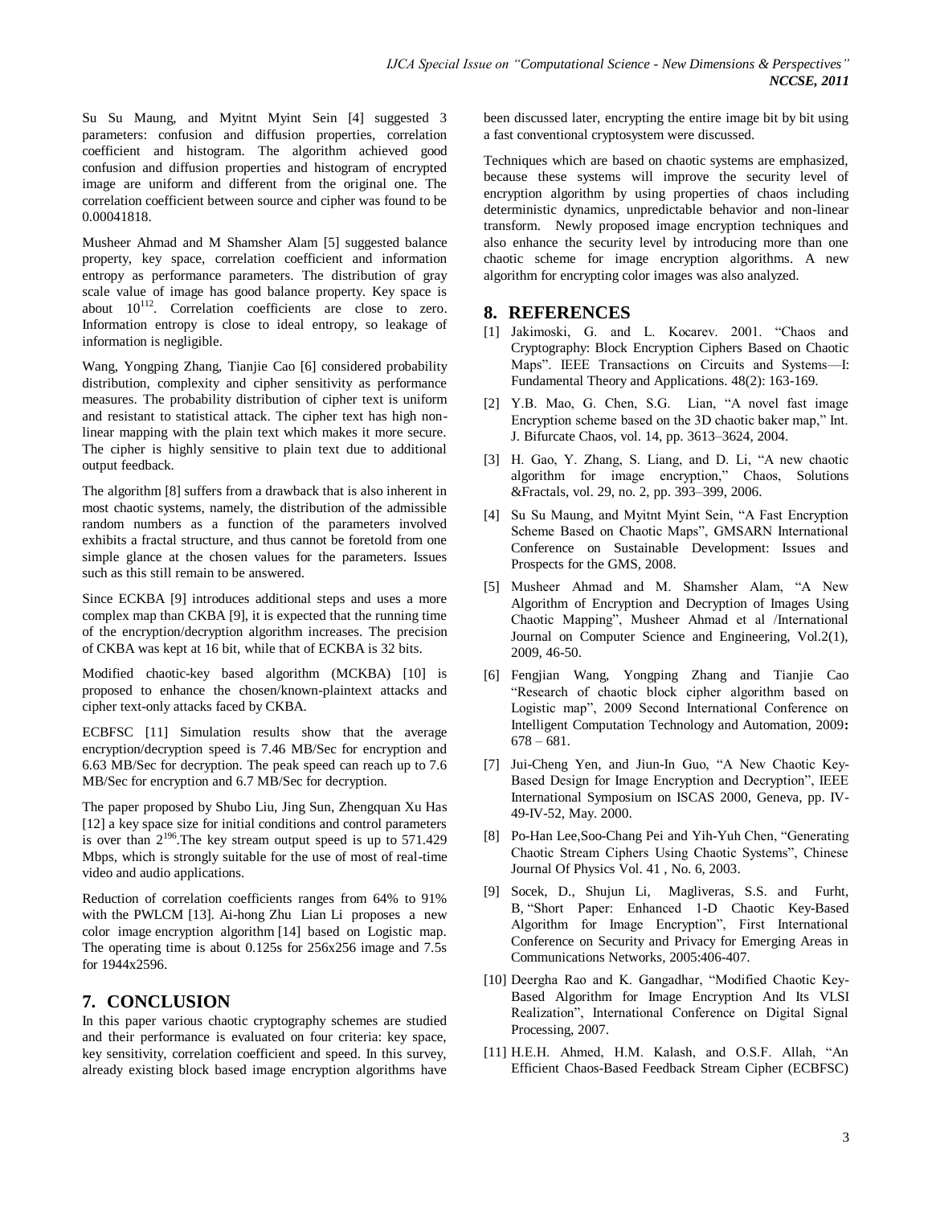Su Su Maung, and Myitnt Myint Sein [4] suggested 3 parameters: confusion and diffusion properties, correlation coefficient and histogram. The algorithm achieved good confusion and diffusion properties and histogram of encrypted image are uniform and different from the original one. The correlation coefficient between source and cipher was found to be 0.00041818.

Musheer Ahmad and M Shamsher Alam [5] suggested balance property, key space, correlation coefficient and information entropy as performance parameters. The distribution of gray scale value of image has good balance property. Key space is about $10^{112}$. Correlation coefficients are close to zero. Information entropy is close to ideal entropy, so leakage of information is negligible.

Wang, Yongping Zhang, Tianjie Cao [6] considered probability distribution, complexity and cipher sensitivity as performance measures. The probability distribution of cipher text is uniform and resistant to statistical attack. The cipher text has high non-linear mapping with the plain text which makes it more secure. The cipher is highly sensitive to plain text due to additional output feedback.

The algorithm [8] suffers from a drawback that is also inherent in most chaotic systems, namely, the distribution of the admissible random numbers as a function of the parameters involved exhibits a fractal structure, and thus cannot be foretold from one simple glance at the chosen values for the parameters. Issues such as this still remain to be answered.

Since ECKBA [9] introduces additional steps and uses a more complex map than CKBA [9], it is expected that the running time of the encryption/decryption algorithm increases. The precision of CKBA was kept at 16 bit, while that of ECKBA is 32 bits.

Modified chaotic-key based algorithm (MCKBA) [10] is proposed to enhance the chosen/known-plaintext attacks and cipher text-only attacks faced by CKBA.

ECBFSC [11] Simulation results show that the average encryption/decryption speed is 7.46 MB/Sec for encryption and 6.63 MB/Sec for decryption. The peak speed can reach up to 7.6 MB/Sec for encryption and 6.7 MB/Sec for decryption.

The paper proposed by Shubo Liu, Jing Sun, Zhengquan Xu Has [12] a key space size for initial conditions and control parameters is over than $2^{196}$.The key stream output speed is up to 571.429 Mbps, which is strongly suitable for the use of most of real-time video and audio applications.

Reduction of correlation coefficients ranges from 64% to 91% with the PWLCM [13]. Ai-hong Zhu Lian Li proposes a new color image encryption algorithm [14] based on Logistic map. The operating time is about 0.125s for 256x256 image and 7.5s for 1944x2596.

## 7. CONCLUSION

In this paper various chaotic cryptography schemes are studied and their performance is evaluated on four criteria: key space, key sensitivity, correlation coefficient and speed. In this survey, already existing block based image encryption algorithms have been discussed later, encrypting the entire image bit by bit using a fast conventional cryptosystem were discussed.

Techniques which are based on chaotic systems are emphasized, because these systems will improve the security level of encryption algorithm by using properties of chaos including deterministic dynamics, unpredictable behavior and non-linear transform. Newly proposed image encryption techniques and also enhance the security level by introducing more than one chaotic scheme for image encryption algorithms. A new algorithm for encrypting color images was also analyzed.

## 8. REFERENCES

[1] Jakimoski, G. and L. Kocarev. 2001. "Chaos and Cryptography: Block Encryption Ciphers Based on Chaotic Maps". IEEE Transactions on Circuits and Systems—I: Fundamental Theory and Applications. 48(2): 163-169.

[2] Y.B. Mao, G. Chen, S.G. Lian, "A novel fast image Encryption scheme based on the 3D chaotic baker map," Int. J. Bifurcate Chaos, vol. 14, pp. 3613–3624, 2004.

[3] H. Gao, Y. Zhang, S. Liang, and D. Li, "A new chaotic algorithm for image encryption," Chaos, Solutions &Fractals, vol. 29, no. 2, pp. 393–399, 2006.

[4] Su Su Maung, and Myitnt Myint Sein, "A Fast Encryption Scheme Based on Chaotic Maps", GMSARN International Conference on Sustainable Development: Issues and Prospects for the GMS, 2008.

[5] Musheer Ahmad and M. Shamsher Alam, "A New Algorithm of Encryption and Decryption of Images Using Chaotic Mapping", Musheer Ahmad et al /International Journal on Computer Science and Engineering, Vol.2(1), 2009, 46-50.

[6] Fengjian Wang, Yongping Zhang and Tianjie Cao "Research of chaotic block cipher algorithm based on Logistic map", 2009 Second International Conference on Intelligent Computation Technology and Automation, 2009**:** 678 – 681.

[7] Jui-Cheng Yen, and Jiun-In Guo, "A New Chaotic Key-Based Design for Image Encryption and Decryption", IEEE International Symposium on ISCAS 2000, Geneva, pp. IV-49-IV-52, May. 2000.

[8] Po-Han Lee,Soo-Chang Pei and Yih-Yuh Chen, "Generating Chaotic Stream Ciphers Using Chaotic Systems", Chinese Journal Of Physics Vol. 41 , No. 6, 2003.

[9] Socek, D., Shujun Li, Magliveras, S.S. and Furht, B, "Short Paper: Enhanced 1-D Chaotic Key-Based Algorithm for Image Encryption", First International Conference on Security and Privacy for Emerging Areas in Communications Networks, 2005:406-407.

[10] Deergha Rao and K. Gangadhar, "Modified Chaotic Key-Based Algorithm for Image Encryption And Its VLSI Realization", International Conference on Digital Signal Processing, 2007.

[11] H.E.H. Ahmed, H.M. Kalash, and O.S.F. Allah, "An Efficient Chaos-Based Feedback Stream Cipher (ECBFSC)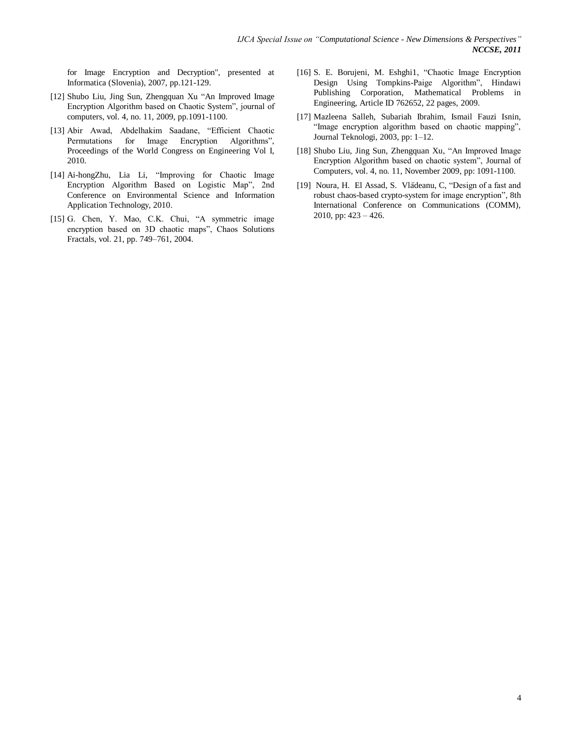for Image Encryption and Decryption", presented at Informatica (Slovenia), 2007, pp.121-129.

[12] Shubo Liu, Jing Sun, Zhengquan Xu "An Improved Image Encryption Algorithm based on Chaotic System", journal of computers, vol. 4, no. 11, 2009, pp.1091-1100.

[13] Abir Awad, Abdelhakim Saadane, "Efficient Chaotic Permutations for Image Encryption Algorithms", Proceedings of the World Congress on Engineering Vol I, 2010.

[14] Ai-hongZhu, Lia Li, "Improving for Chaotic Image Encryption Algorithm Based on Logistic Map", 2nd Conference on Environmental Science and Information Application Technology, 2010.

[15] G. Chen, Y. Mao, C.K. Chui, "A symmetric image encryption based on 3D chaotic maps", Chaos Solutions Fractals, vol. 21, pp. 749–761, 2004.

[16] S. E. Borujeni, M. Eshghi1, "Chaotic Image Encryption Design Using Tompkins-Paige Algorithm", Hindawi Publishing Corporation, Mathematical Problems in Engineering, Article ID 762652, 22 pages, 2009.

[17] Mazleena Salleh, Subariah Ibrahim, Ismail Fauzi Isnin, "Image encryption algorithm based on chaotic mapping", Journal Teknologi, 2003, pp: 1–12.

[18] Shubo Liu, Jing Sun, Zhengquan Xu, "An Improved Image Encryption Algorithm based on chaotic system", Journal of Computers, vol. 4, no. 11, November 2009, pp: 1091-1100.

[19] Noura, H. El Assad, S. Vlădeanu, C, "Design of a fast and robust chaos-based crypto-system for image encryption", 8th International Conference on Communications (COMM), 2010, pp: 423 – 426.